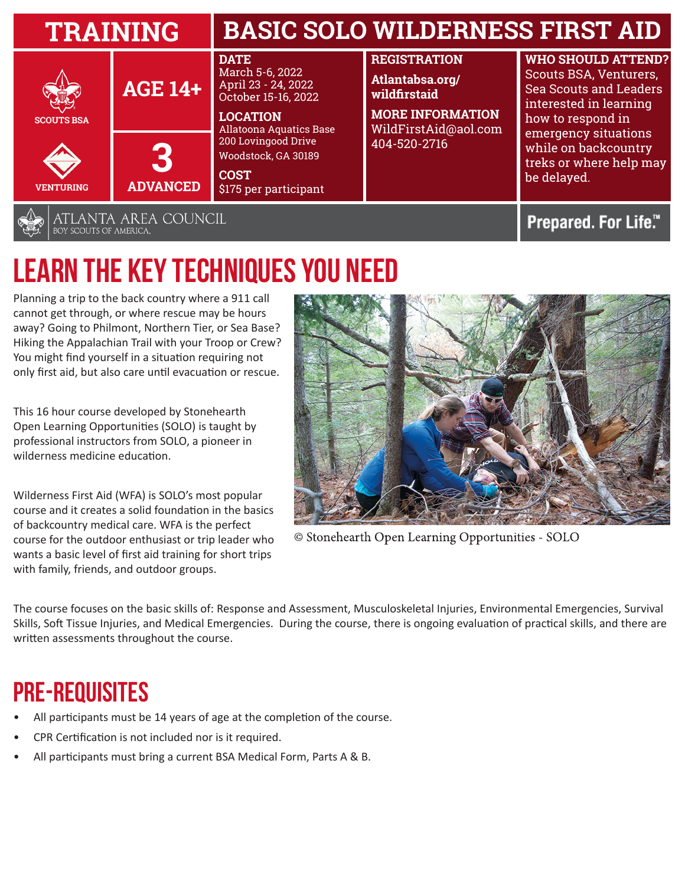# TRAINING

# BASIC SOLO WILDERNESS FIRST AID

SCOUTS BSA

VENTURING

**AGE 14+**

**3**
**ADVANCED**

**DATE**
March 5-6, 2022
April 23 - 24, 2022
October 15-16, 2022

**LOCATION**
Allatoona Aquatics Base
200 Lovingood Drive
Woodstock, GA 30189

**COST**
$175 per participant

**REGISTRATION**
**Atlantabsa.org/wildfirstaid**

**MORE INFORMATION**
WildFirstAid@aol.com
404-520-2716

**WHO SHOULD ATTEND?**
Scouts BSA, Venturers, Sea Scouts and Leaders interested in learning how to respond in emergency situations while on backcountry treks or where help may be delayed.

ATLANTA AREA COUNCIL
BOY SCOUTS OF AMERICA.

Prepared. For Life.™

## LEARN THE KEY TECHNIQUES YOU NEED

Planning a trip to the back country where a 911 call cannot get through, or where rescue may be hours away? Going to Philmont, Northern Tier, or Sea Base? Hiking the Appalachian Trail with your Troop or Crew? You might find yourself in a situation requiring not only first aid, but also care until evacuation or rescue.

This 16 hour course developed by Stonehearth Open Learning Opportunities (SOLO) is taught by professional instructors from SOLO, a pioneer in wilderness medicine education.

Wilderness First Aid (WFA) is SOLO's most popular course and it creates a solid foundation in the basics of backcountry medical care. WFA is the perfect course for the outdoor enthusiast or trip leader who wants a basic level of first aid training for short trips with family, friends, and outdoor groups.

© Stonehearth Open Learning Opportunities - SOLO

The course focuses on the basic skills of: Response and Assessment, Musculoskeletal Injuries, Environmental Emergencies, Survival Skills, Soft Tissue Injuries, and Medical Emergencies. During the course, there is ongoing evaluation of practical skills, and there are written assessments throughout the course.

## PRE-REQUISITES

- All participants must be 14 years of age at the completion of the course.
- CPR Certification is not included nor is it required.
- All participants must bring a current BSA Medical Form, Parts A & B.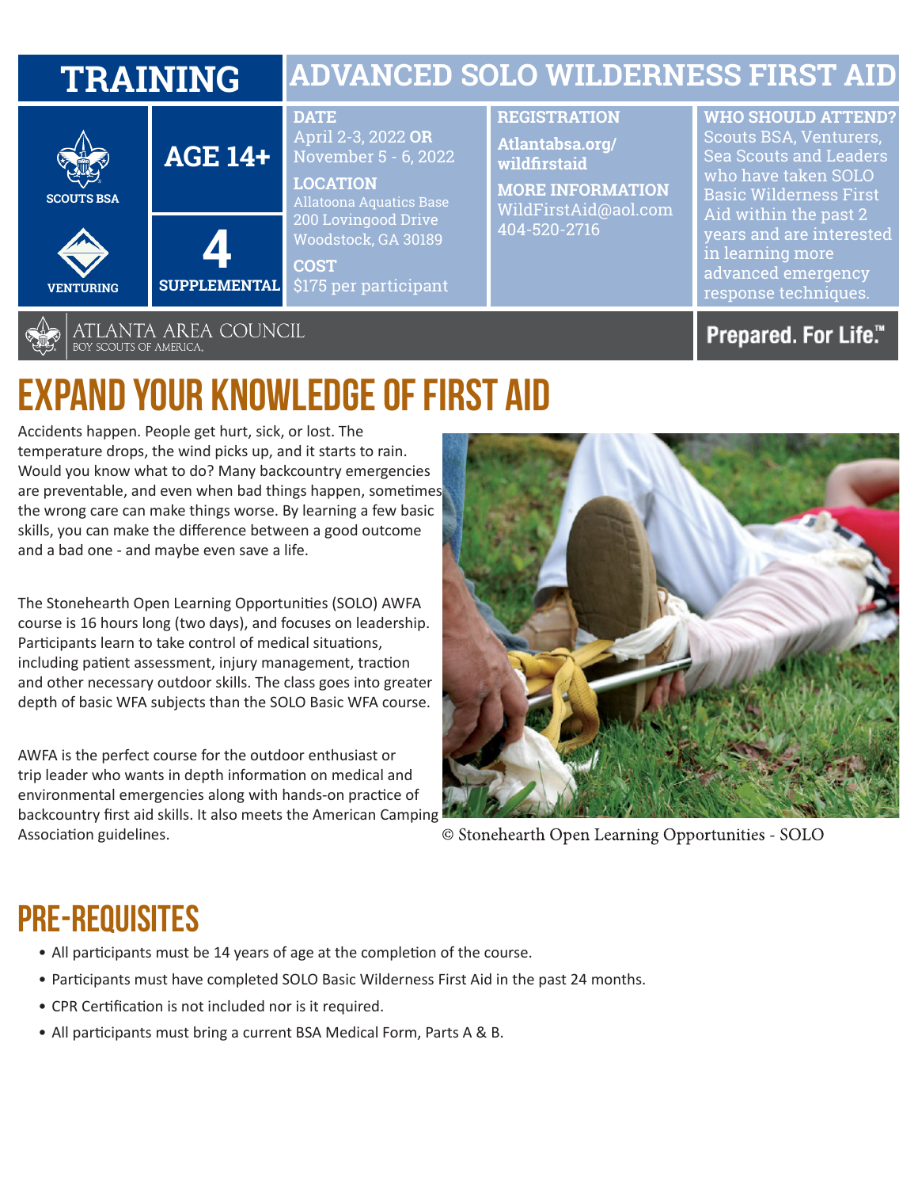# TRAINING

## ADVANCED SOLO WILDERNESS FIRST AID

SCOUTS BSA

VENTURING

**AGE 14+**

**4**

**SUPPLEMENTAL**

**DATE**
April 2-3, 2022 **OR** November 5 - 6, 2022

**LOCATION**
Allatoona Aquatics Base
200 Lovingood Drive
Woodstock, GA 30189

**COST**
$175 per participant

**REGISTRATION**
**Atlantabsa.org/wildfirstaid**

**MORE INFORMATION**
WildFirstAid@aol.com
404-520-2716

**WHO SHOULD ATTEND?**
Scouts BSA, Venturers, Sea Scouts and Leaders who have taken SOLO Basic Wilderness First Aid within the past 2 years and are interested in learning more advanced emergency response techniques.

ATLANTA AREA COUNCIL
BOY SCOUTS OF AMERICA.

Prepared. For Life.™

# EXPAND YOUR KNOWLEDGE OF FIRST AID

Accidents happen. People get hurt, sick, or lost. The temperature drops, the wind picks up, and it starts to rain. Would you know what to do? Many backcountry emergencies are preventable, and even when bad things happen, sometimes the wrong care can make things worse. By learning a few basic skills, you can make the difference between a good outcome and a bad one - and maybe even save a life.

The Stonehearth Open Learning Opportunities (SOLO) AWFA course is 16 hours long (two days), and focuses on leadership. Participants learn to take control of medical situations, including patient assessment, injury management, traction and other necessary outdoor skills. The class goes into greater depth of basic WFA subjects than the SOLO Basic WFA course.

AWFA is the perfect course for the outdoor enthusiast or trip leader who wants in depth information on medical and environmental emergencies along with hands-on practice of backcountry first aid skills. It also meets the American Camping Association guidelines.

© Stonehearth Open Learning Opportunities - SOLO

# PRE-REQUISITES

- All participants must be 14 years of age at the completion of the course.
- Participants must have completed SOLO Basic Wilderness First Aid in the past 24 months.
- CPR Certification is not included nor is it required.
- All participants must bring a current BSA Medical Form, Parts A & B.